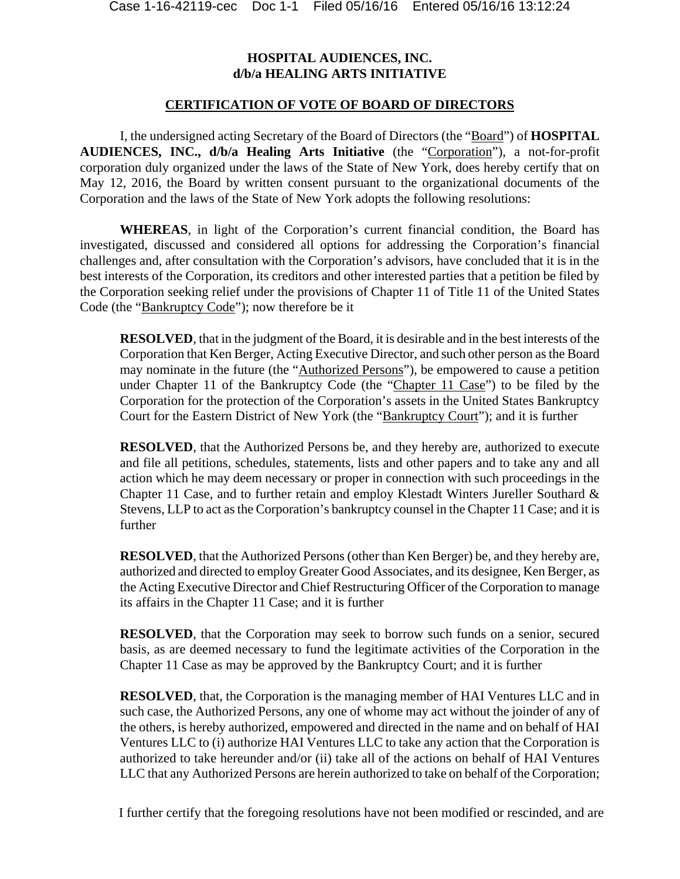**HOSPITAL AUDIENCES, INC.**
**d/b/a HEALING ARTS INITIATIVE**

**CERTIFICATION OF VOTE OF BOARD OF DIRECTORS**

I, the undersigned acting Secretary of the Board of Directors (the "Board") of **HOSPITAL AUDIENCES, INC., d/b/a Healing Arts Initiative** (the "Corporation"), a not-for-profit corporation duly organized under the laws of the State of New York, does hereby certify that on May 12, 2016, the Board by written consent pursuant to the organizational documents of the Corporation and the laws of the State of New York adopts the following resolutions:

**WHEREAS**, in light of the Corporation's current financial condition, the Board has investigated, discussed and considered all options for addressing the Corporation's financial challenges and, after consultation with the Corporation's advisors, have concluded that it is in the best interests of the Corporation, its creditors and other interested parties that a petition be filed by the Corporation seeking relief under the provisions of Chapter 11 of Title 11 of the United States Code (the "Bankruptcy Code"); now therefore be it

> **RESOLVED**, that in the judgment of the Board, it is desirable and in the best interests of the Corporation that Ken Berger, Acting Executive Director, and such other person as the Board may nominate in the future (the "Authorized Persons"), be empowered to cause a petition under Chapter 11 of the Bankruptcy Code (the "Chapter 11 Case") to be filed by the Corporation for the protection of the Corporation's assets in the United States Bankruptcy Court for the Eastern District of New York (the "Bankruptcy Court"); and it is further
>
> **RESOLVED**, that the Authorized Persons be, and they hereby are, authorized to execute and file all petitions, schedules, statements, lists and other papers and to take any and all action which he may deem necessary or proper in connection with such proceedings in the Chapter 11 Case, and to further retain and employ Klestadt Winters Jureller Southard & Stevens, LLP to act as the Corporation's bankruptcy counsel in the Chapter 11 Case; and it is further
>
> **RESOLVED**, that the Authorized Persons (other than Ken Berger) be, and they hereby are, authorized and directed to employ Greater Good Associates, and its designee, Ken Berger, as the Acting Executive Director and Chief Restructuring Officer of the Corporation to manage its affairs in the Chapter 11 Case; and it is further
>
> **RESOLVED**, that the Corporation may seek to borrow such funds on a senior, secured basis, as are deemed necessary to fund the legitimate activities of the Corporation in the Chapter 11 Case as may be approved by the Bankruptcy Court; and it is further
>
> **RESOLVED**, that, the Corporation is the managing member of HAI Ventures LLC and in such case, the Authorized Persons, any one of whome may act without the joinder of any of the others, is hereby authorized, empowered and directed in the name and on behalf of HAI Ventures LLC to (i) authorize HAI Ventures LLC to take any action that the Corporation is authorized to take hereunder and/or (ii) take all of the actions on behalf of HAI Ventures LLC that any Authorized Persons are herein authorized to take on behalf of the Corporation;

I further certify that the foregoing resolutions have not been modified or rescinded, and are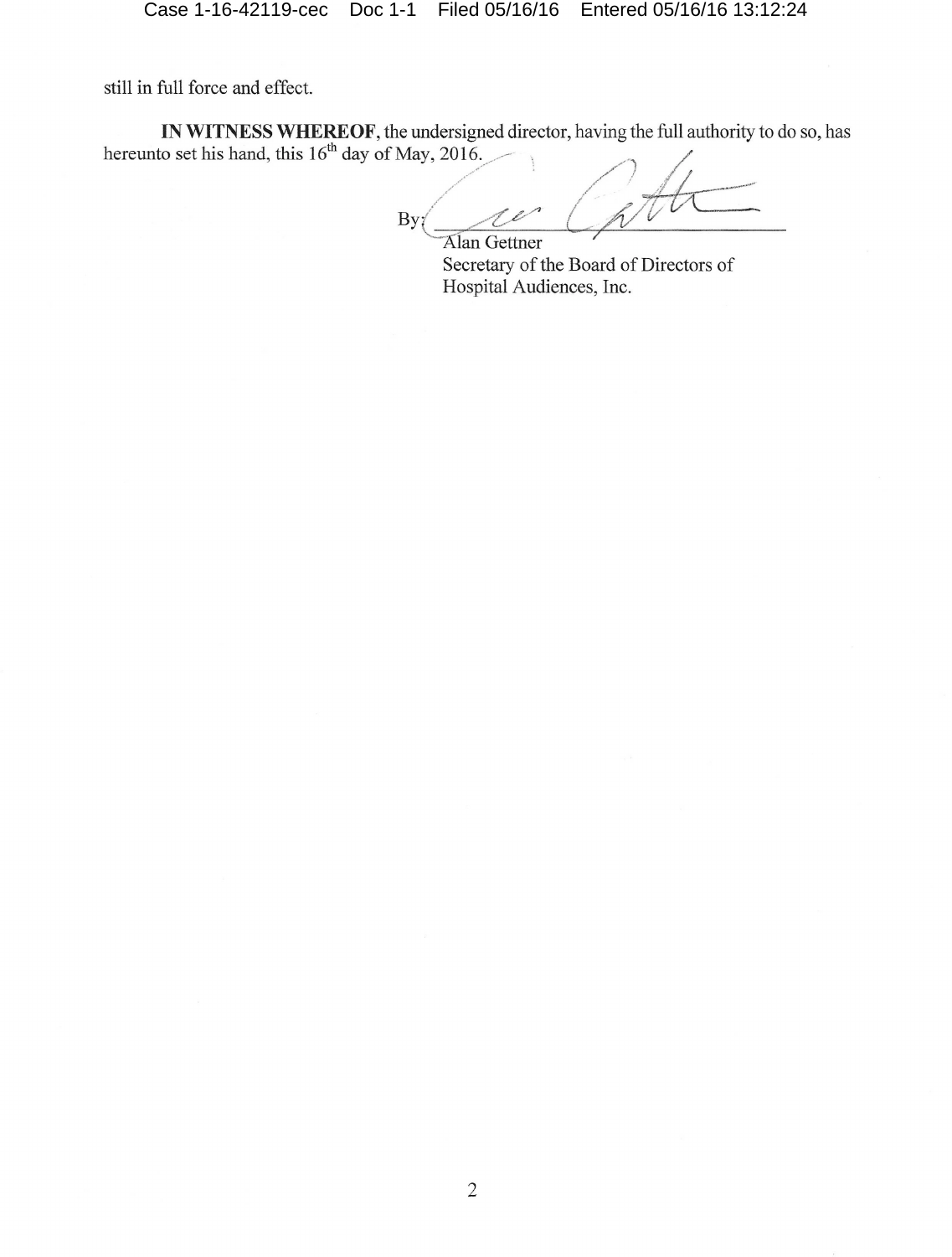still in full force and effect.

**IN WITNESS WHEREOF**, the undersigned director, having the full authority to do so, has hereunto set his hand, this 16th day of May, 2016.

By: ______________________________

Alan Gettner
Secretary of the Board of Directors of
Hospital Audiences, Inc.